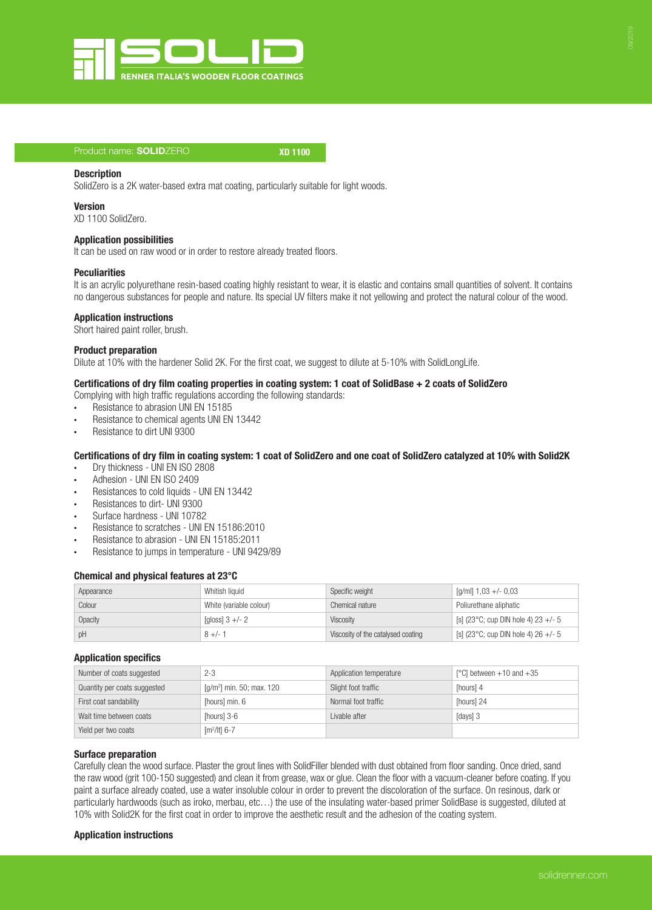# SOLID

RENNER ITALIA'S WOODEN FLOOR COATINGS

Product name: **SOLID**ZERO **XD 1100**

### Description

SolidZero is a 2K water-based extra mat coating, particularly suitable for light woods.

### Version

XD 1100 SolidZero.

### Application possibilities

It can be used on raw wood or in order to restore already treated floors.

### Peculiarities

It is an acrylic polyurethane resin-based coating highly resistant to wear, it is elastic and contains small quantities of solvent. It contains no dangerous substances for people and nature. Its special UV filters make it not yellowing and protect the natural colour of the wood.

### Application instructions

Short haired paint roller, brush.

### Product preparation

Dilute at 10% with the hardener Solid 2K. For the first coat, we suggest to dilute at 5-10% with SolidLongLife.

### Certifications of dry film coating properties in coating system: 1 coat of SolidBase + 2 coats of SolidZero

Complying with high traffic regulations according the following standards:

- Resistance to abrasion UNI EN 15185
- Resistance to chemical agents UNI EN 13442
- Resistance to dirt UNI 9300

### Certifications of dry film in coating system: 1 coat of SolidZero and one coat of SolidZero catalyzed at 10% with Solid2K

- Dry thickness - UNI EN ISO 2808
- Adhesion - UNI EN ISO 2409
- Resistances to cold liquids - UNI EN 13442
- Resistances to dirt- UNI 9300
- Surface hardness - UNI 10782
- Resistance to scratches - UNI EN 15186:2010
- Resistance to abrasion - UNI EN 15185:2011
- Resistance to jumps in temperature - UNI 9429/89

### Chemical and physical features at 23°C

| Appearance | Whitish liquid | Specific weight | [g/ml] 1,03 +/- 0,03 |
|---|---|---|---|
| Colour | White (variable colour) | Chemical nature | Poliurethane aliphatic |
| Opacity | [gloss] 3 +/- 2 | Viscosity | [s] (23°C; cup DIN hole 4) 23 +/- 5 |
| pH | 8 +/- 1 | Viscosity of the catalysed coating | [s] (23°C; cup DIN hole 4) 26 +/- 5 |

### Application specifics

| Number of coats suggested | 2-3 | Application temperature | [°C] between +10 and +35 |
|---|---|---|---|
| Quantity per coats suggested | [g/m²] min. 50; max. 120 | Slight foot traffic | [hours] 4 |
| First coat sandability | [hours] min. 6 | Normal foot traffic | [hours] 24 |
| Wait time between coats | [hours] 3-6 | Livable after | [days] 3 |
| Yield per two coats | [m²/lt] 6-7 | | |

### Surface preparation

Carefully clean the wood surface. Plaster the grout lines with SolidFiller blended with dust obtained from floor sanding. Once dried, sand the raw wood (grit 100-150 suggested) and clean it from grease, wax or glue. Clean the floor with a vacuum-cleaner before coating. If you paint a surface already coated, use a water insoluble colour in order to prevent the discoloration of the surface. On resinous, dark or particularly hardwoods (such as iroko, merbau, etc…) the use of the insulating water-based primer SolidBase is suggested, diluted at 10% with Solid2K for the first coat in order to improve the aesthetic result and the adhesion of the coating system.

### Application instructions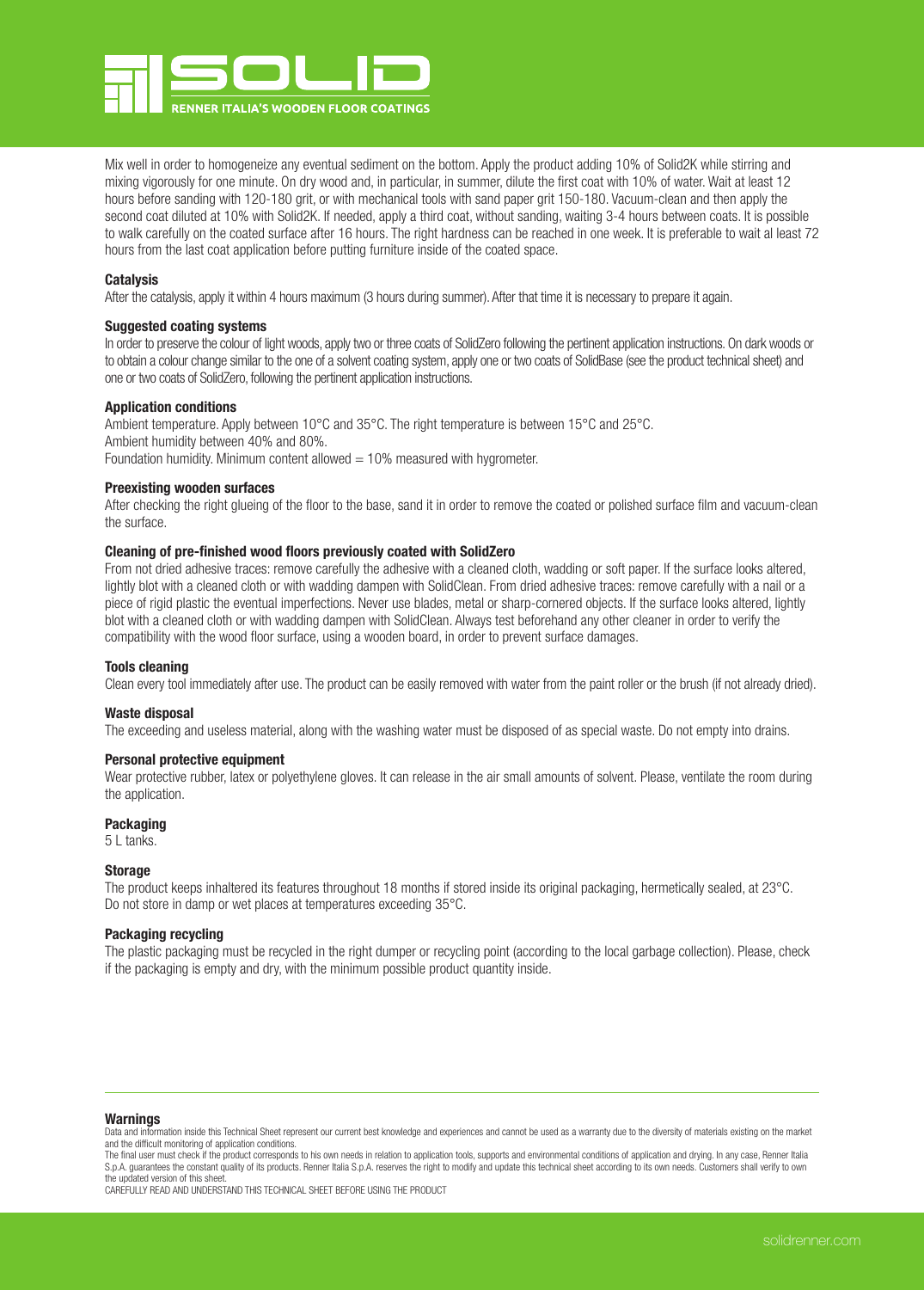Mix well in order to homogeneize any eventual sediment on the bottom. Apply the product adding 10% of Solid2K while stirring and mixing vigorously for one minute. On dry wood and, in particular, in summer, dilute the first coat with 10% of water. Wait at least 12 hours before sanding with 120-180 grit, or with mechanical tools with sand paper grit 150-180. Vacuum-clean and then apply the second coat diluted at 10% with Solid2K. If needed, apply a third coat, without sanding, waiting 3-4 hours between coats. It is possible to walk carefully on the coated surface after 16 hours. The right hardness can be reached in one week. It is preferable to wait al least 72 hours from the last coat application before putting furniture inside of the coated space.

**Catalysis**

After the catalysis, apply it within 4 hours maximum (3 hours during summer). After that time it is necessary to prepare it again.

**Suggested coating systems**

In order to preserve the colour of light woods, apply two or three coats of SolidZero following the pertinent application instructions. On dark woods or to obtain a colour change similar to the one of a solvent coating system, apply one or two coats of SolidBase (see the product technical sheet) and one or two coats of SolidZero, following the pertinent application instructions.

**Application conditions**

Ambient temperature. Apply between 10°C and 35°C. The right temperature is between 15°C and 25°C.
Ambient humidity between 40% and 80%.
Foundation humidity. Minimum content allowed = 10% measured with hygrometer.

**Preexisting wooden surfaces**

After checking the right glueing of the floor to the base, sand it in order to remove the coated or polished surface film and vacuum-clean the surface.

**Cleaning of pre-finished wood floors previously coated with SolidZero**

From not dried adhesive traces: remove carefully the adhesive with a cleaned cloth, wadding or soft paper. If the surface looks altered, lightly blot with a cleaned cloth or with wadding dampen with SolidClean. From dried adhesive traces: remove carefully with a nail or a piece of rigid plastic the eventual imperfections. Never use blades, metal or sharp-cornered objects. If the surface looks altered, lightly blot with a cleaned cloth or with wadding dampen with SolidClean. Always test beforehand any other cleaner in order to verify the compatibility with the wood floor surface, using a wooden board, in order to prevent surface damages.

**Tools cleaning**

Clean every tool immediately after use. The product can be easily removed with water from the paint roller or the brush (if not already dried).

**Waste disposal**

The exceeding and useless material, along with the washing water must be disposed of as special waste. Do not empty into drains.

**Personal protective equipment**

Wear protective rubber, latex or polyethylene gloves. It can release in the air small amounts of solvent. Please, ventilate the room during the application.

**Packaging**

5 L tanks.

**Storage**

The product keeps inhaltered its features throughout 18 months if stored inside its original packaging, hermetically sealed, at 23°C. Do not store in damp or wet places at temperatures exceeding 35°C.

**Packaging recycling**

The plastic packaging must be recycled in the right dumper or recycling point (according to the local garbage collection). Please, check if the packaging is empty and dry, with the minimum possible product quantity inside.

---

**Warnings**

Data and information inside this Technical Sheet represent our current best knowledge and experiences and cannot be used as a warranty due to the diversity of materials existing on the market and the difficult monitoring of application conditions.
The final user must check if the product corresponds to his own needs in relation to application tools, supports and environmental conditions of application and drying. In any case, Renner Italia S.p.A. guarantees the constant quality of its products. Renner Italia S.p.A. reserves the right to modify and update this technical sheet according to its own needs. Customers shall verify to own the updated version of this sheet.
CAREFULLY READ AND UNDERSTAND THIS TECHNICAL SHEET BEFORE USING THE PRODUCT